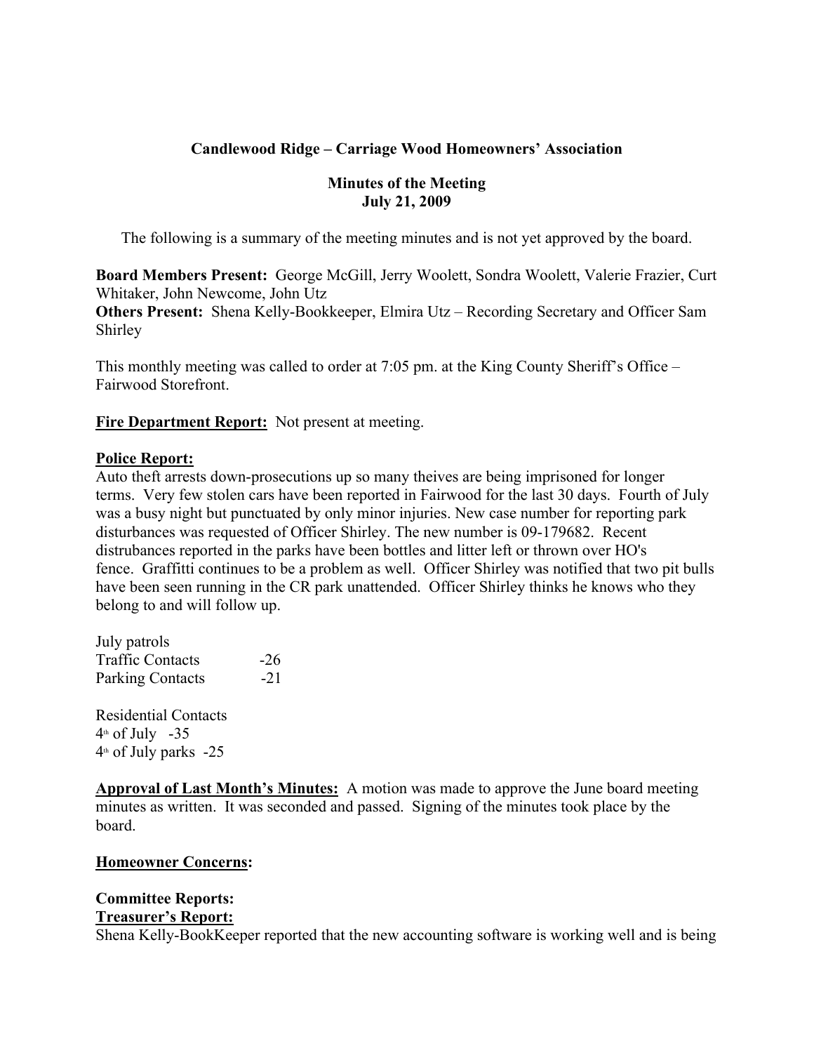**Candlewood Ridge – Carriage Wood Homeowners' Association**

**Minutes of the Meeting**
**July 21, 2009**

The following is a summary of the meeting minutes and is not yet approved by the board.

**Board Members Present:** George McGill, Jerry Woolett, Sondra Woolett, Valerie Frazier, Curt Whitaker, John Newcome, John Utz
**Others Present:** Shena Kelly-Bookkeeper, Elmira Utz – Recording Secretary and Officer Sam Shirley

This monthly meeting was called to order at 7:05 pm. at the King County Sheriff's Office – Fairwood Storefront.

**Fire Department Report:** Not present at meeting.

**Police Report:**
Auto theft arrests down-prosecutions up so many theives are being imprisoned for longer terms. Very few stolen cars have been reported in Fairwood for the last 30 days. Fourth of July was a busy night but punctuated by only minor injuries. New case number for reporting park disturbances was requested of Officer Shirley. The new number is 09-179682. Recent distrubances reported in the parks have been bottles and litter left or thrown over HO's fence. Graffitti continues to be a problem as well. Officer Shirley was notified that two pit bulls have been seen running in the CR park unattended. Officer Shirley thinks he knows who they belong to and will follow up.

July patrols
Traffic Contacts -26
Parking Contacts -21

Residential Contacts
4th of July -35
4th of July parks -25

**Approval of Last Month's Minutes:** A motion was made to approve the June board meeting minutes as written. It was seconded and passed. Signing of the minutes took place by the board.

**Homeowner Concerns:**

**Committee Reports:**
**Treasurer's Report:**
Shena Kelly-BookKeeper reported that the new accounting software is working well and is being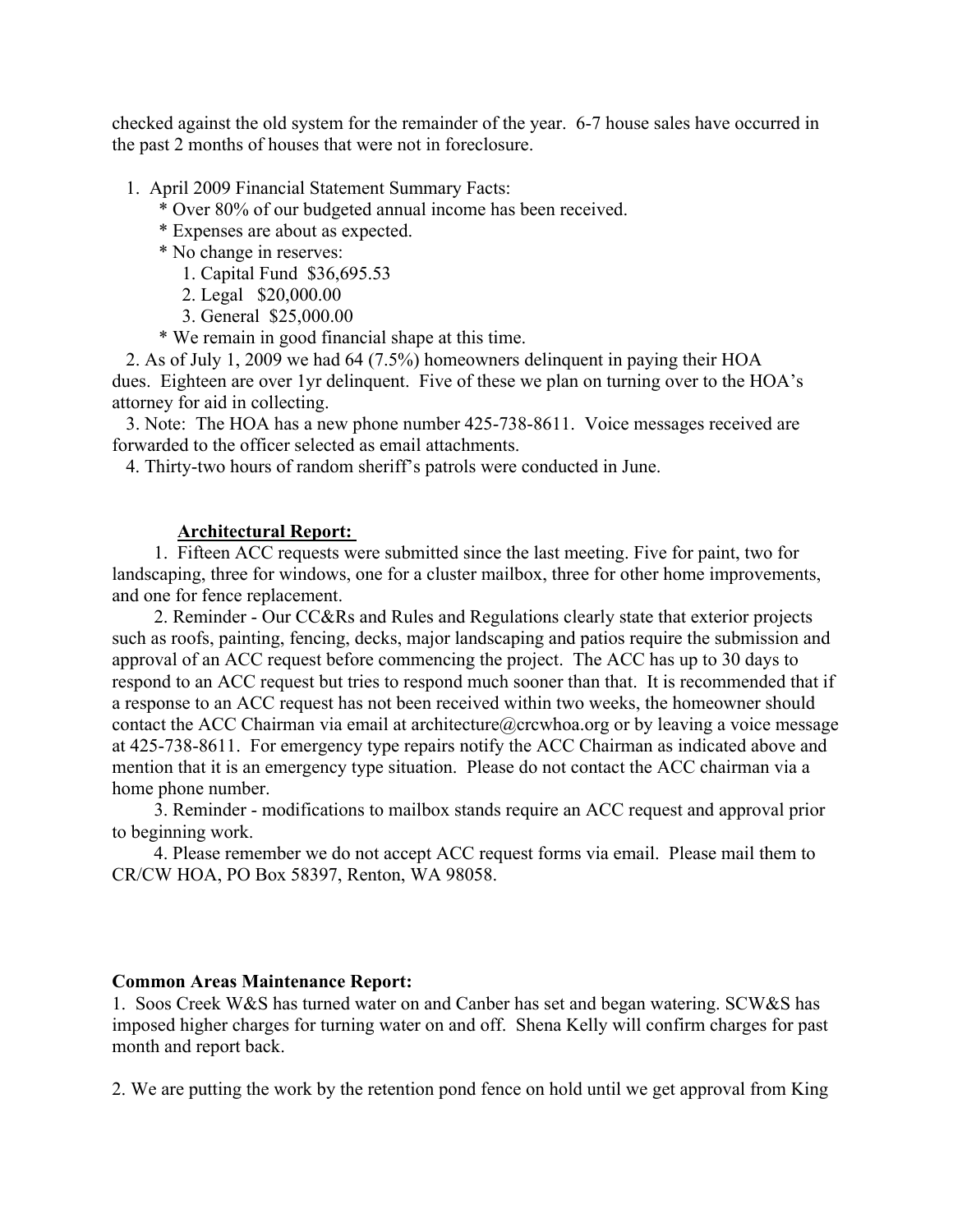checked against the old system for the remainder of the year. 6-7 house sales have occurred in the past 2 months of houses that were not in foreclosure.

1. April 2009 Financial Statement Summary Facts:
   * Over 80% of our budgeted annual income has been received.
   * Expenses are about as expected.
   * No change in reserves:
     1. Capital Fund $36,695.53
     2. Legal $20,000.00
     3. General $25,000.00
   * We remain in good financial shape at this time.
2. As of July 1, 2009 we had 64 (7.5%) homeowners delinquent in paying their HOA dues. Eighteen are over 1yr delinquent. Five of these we plan on turning over to the HOA's attorney for aid in collecting.
3. Note: The HOA has a new phone number 425-738-8611. Voice messages received are forwarded to the officer selected as email attachments.
4. Thirty-two hours of random sheriff's patrols were conducted in June.

**Architectural Report:**

1. Fifteen ACC requests were submitted since the last meeting. Five for paint, two for landscaping, three for windows, one for a cluster mailbox, three for other home improvements, and one for fence replacement.
2. Reminder - Our CC&Rs and Rules and Regulations clearly state that exterior projects such as roofs, painting, fencing, decks, major landscaping and patios require the submission and approval of an ACC request before commencing the project. The ACC has up to 30 days to respond to an ACC request but tries to respond much sooner than that. It is recommended that if a response to an ACC request has not been received within two weeks, the homeowner should contact the ACC Chairman via email at architecture@crcwhoa.org or by leaving a voice message at 425-738-8611. For emergency type repairs notify the ACC Chairman as indicated above and mention that it is an emergency type situation. Please do not contact the ACC chairman via a home phone number.
3. Reminder - modifications to mailbox stands require an ACC request and approval prior to beginning work.
4. Please remember we do not accept ACC request forms via email. Please mail them to CR/CW HOA, PO Box 58397, Renton, WA 98058.

**Common Areas Maintenance Report:**

1. Soos Creek W&S has turned water on and Canber has set and began watering. SCW&S has imposed higher charges for turning water on and off. Shena Kelly will confirm charges for past month and report back.

2. We are putting the work by the retention pond fence on hold until we get approval from King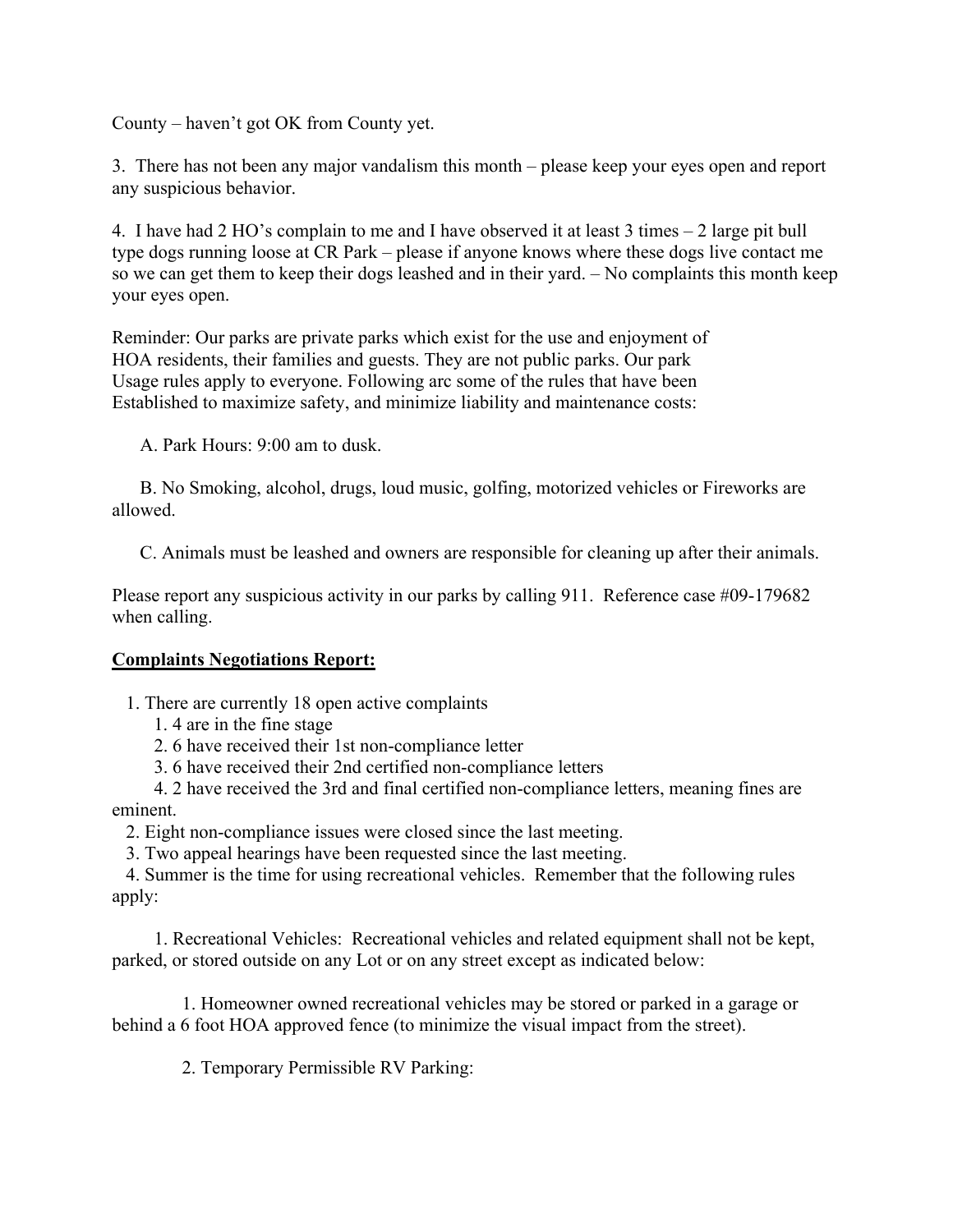County – haven't got OK from County yet.

3. There has not been any major vandalism this month – please keep your eyes open and report any suspicious behavior.

4. I have had 2 HO's complain to me and I have observed it at least 3 times – 2 large pit bull type dogs running loose at CR Park – please if anyone knows where these dogs live contact me so we can get them to keep their dogs leashed and in their yard. – No complaints this month keep your eyes open.

Reminder: Our parks are private parks which exist for the use and enjoyment of HOA residents, their families and guests. They are not public parks. Our park Usage rules apply to everyone. Following arc some of the rules that have been Established to maximize safety, and minimize liability and maintenance costs:

A. Park Hours: 9:00 am to dusk.

B. No Smoking, alcohol, drugs, loud music, golfing, motorized vehicles or Fireworks are allowed.

C. Animals must be leashed and owners are responsible for cleaning up after their animals.

Please report any suspicious activity in our parks by calling 911. Reference case #09-179682 when calling.

**Complaints Negotiations Report:**

1. There are currently 18 open active complaints
   1. 4 are in the fine stage
   2. 6 have received their 1st non-compliance letter
   3. 6 have received their 2nd certified non-compliance letters
   4. 2 have received the 3rd and final certified non-compliance letters, meaning fines are eminent.
2. Eight non-compliance issues were closed since the last meeting.
3. Two appeal hearings have been requested since the last meeting.
4. Summer is the time for using recreational vehicles. Remember that the following rules apply:
   1. Recreational Vehicles: Recreational vehicles and related equipment shall not be kept, parked, or stored outside on any Lot or on any street except as indicated below:
      1. Homeowner owned recreational vehicles may be stored or parked in a garage or behind a 6 foot HOA approved fence (to minimize the visual impact from the street).
      2. Temporary Permissible RV Parking: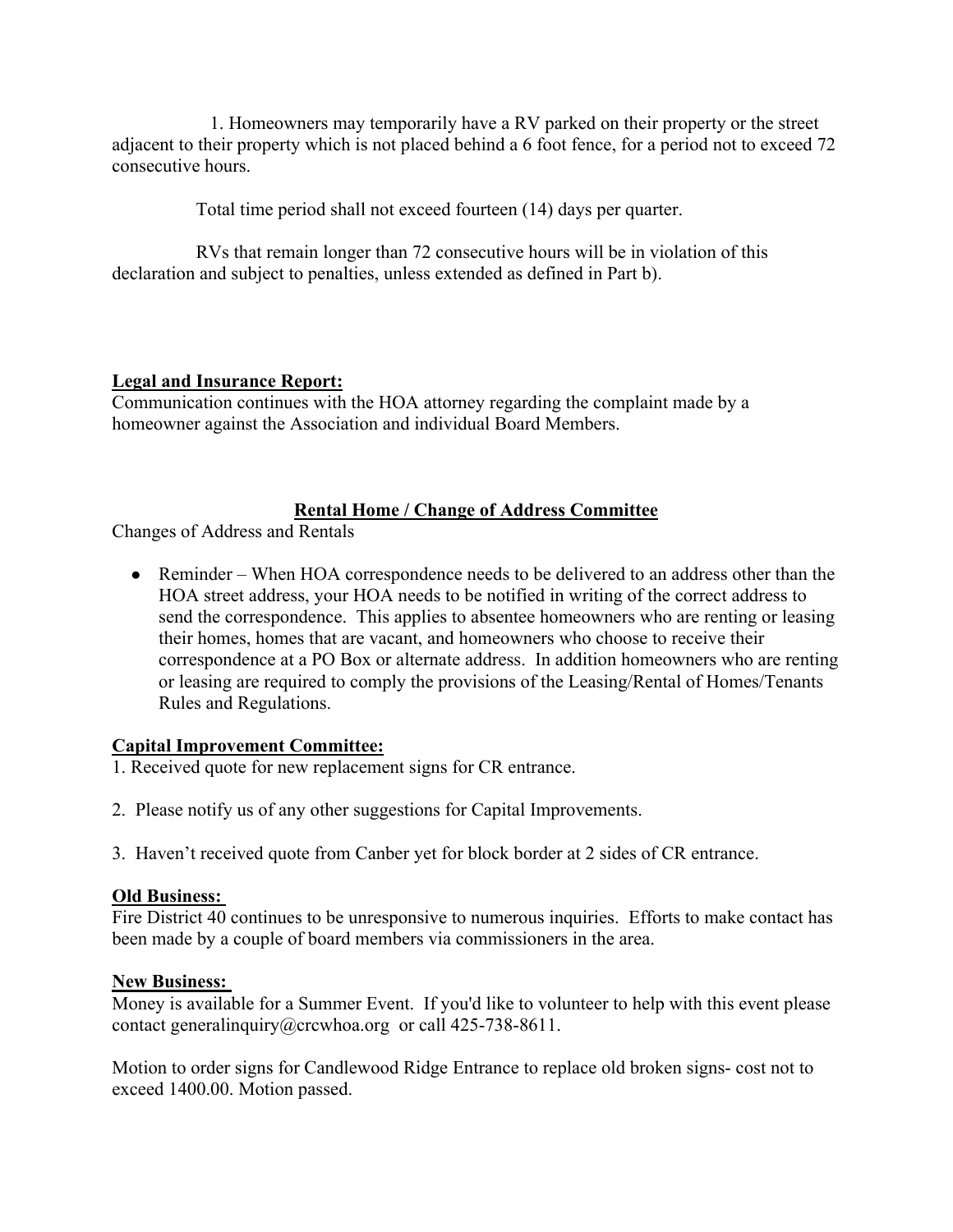1. Homeowners may temporarily have a RV parked on their property or the street adjacent to their property which is not placed behind a 6 foot fence, for a period not to exceed 72 consecutive hours.

Total time period shall not exceed fourteen (14) days per quarter.

RVs that remain longer than 72 consecutive hours will be in violation of this declaration and subject to penalties, unless extended as defined in Part b).

**Legal and Insurance Report:**

Communication continues with the HOA attorney regarding the complaint made by a homeowner against the Association and individual Board Members.

**Rental Home / Change of Address Committee**

Changes of Address and Rentals

- Reminder – When HOA correspondence needs to be delivered to an address other than the HOA street address, your HOA needs to be notified in writing of the correct address to send the correspondence. This applies to absentee homeowners who are renting or leasing their homes, homes that are vacant, and homeowners who choose to receive their correspondence at a PO Box or alternate address. In addition homeowners who are renting or leasing are required to comply the provisions of the Leasing/Rental of Homes/Tenants Rules and Regulations.

**Capital Improvement Committee:**

1. Received quote for new replacement signs for CR entrance.

2. Please notify us of any other suggestions for Capital Improvements.

3. Haven't received quote from Canber yet for block border at 2 sides of CR entrance.

**Old Business:**

Fire District 40 continues to be unresponsive to numerous inquiries. Efforts to make contact has been made by a couple of board members via commissioners in the area.

**New Business:**

Money is available for a Summer Event. If you'd like to volunteer to help with this event please contact generalinquiry@crcwhoa.org or call 425-738-8611.

Motion to order signs for Candlewood Ridge Entrance to replace old broken signs- cost not to exceed 1400.00. Motion passed.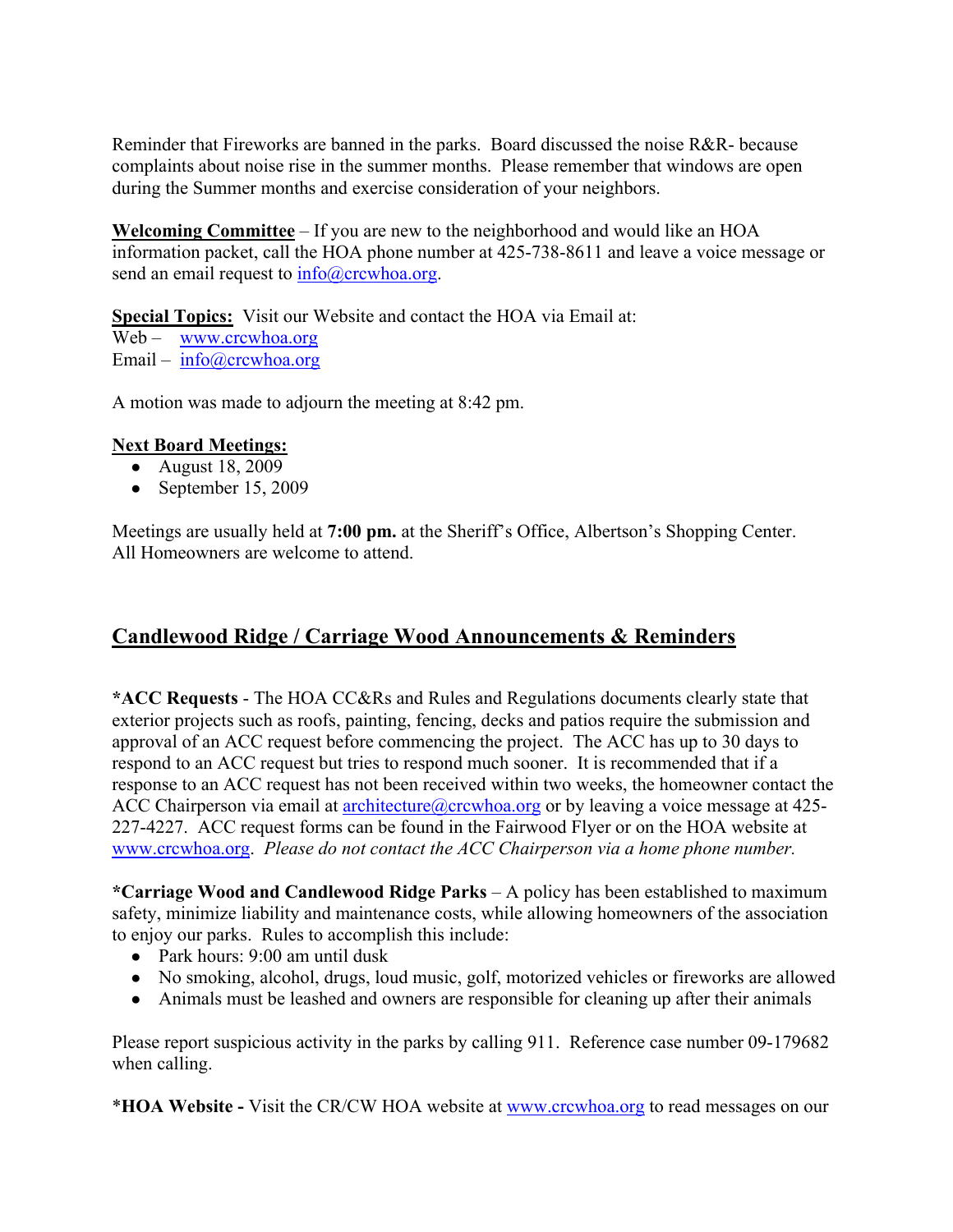Reminder that Fireworks are banned in the parks. Board discussed the noise R&R- because complaints about noise rise in the summer months. Please remember that windows are open during the Summer months and exercise consideration of your neighbors.

**Welcoming Committee** – If you are new to the neighborhood and would like an HOA information packet, call the HOA phone number at 425-738-8611 and leave a voice message or send an email request to info@crcwhoa.org.

**Special Topics:** Visit our Website and contact the HOA via Email at:
Web – www.crcwhoa.org
Email – info@crcwhoa.org

A motion was made to adjourn the meeting at 8:42 pm.

**Next Board Meetings:**

- August 18, 2009
- September 15, 2009

Meetings are usually held at **7:00 pm.** at the Sheriff's Office, Albertson's Shopping Center. All Homeowners are welcome to attend.

## Candlewood Ridge / Carriage Wood Announcements & Reminders

**\*ACC Requests** - The HOA CC&Rs and Rules and Regulations documents clearly state that exterior projects such as roofs, painting, fencing, decks and patios require the submission and approval of an ACC request before commencing the project. The ACC has up to 30 days to respond to an ACC request but tries to respond much sooner. It is recommended that if a response to an ACC request has not been received within two weeks, the homeowner contact the ACC Chairperson via email at architecture@crcwhoa.org or by leaving a voice message at 425-227-4227. ACC request forms can be found in the Fairwood Flyer or on the HOA website at www.crcwhoa.org. *Please do not contact the ACC Chairperson via a home phone number.*

**\*Carriage Wood and Candlewood Ridge Parks** – A policy has been established to maximum safety, minimize liability and maintenance costs, while allowing homeowners of the association to enjoy our parks. Rules to accomplish this include:

- Park hours: 9:00 am until dusk
- No smoking, alcohol, drugs, loud music, golf, motorized vehicles or fireworks are allowed
- Animals must be leashed and owners are responsible for cleaning up after their animals

Please report suspicious activity in the parks by calling 911. Reference case number 09-179682 when calling.

**\*HOA Website -** Visit the CR/CW HOA website at www.crcwhoa.org to read messages on our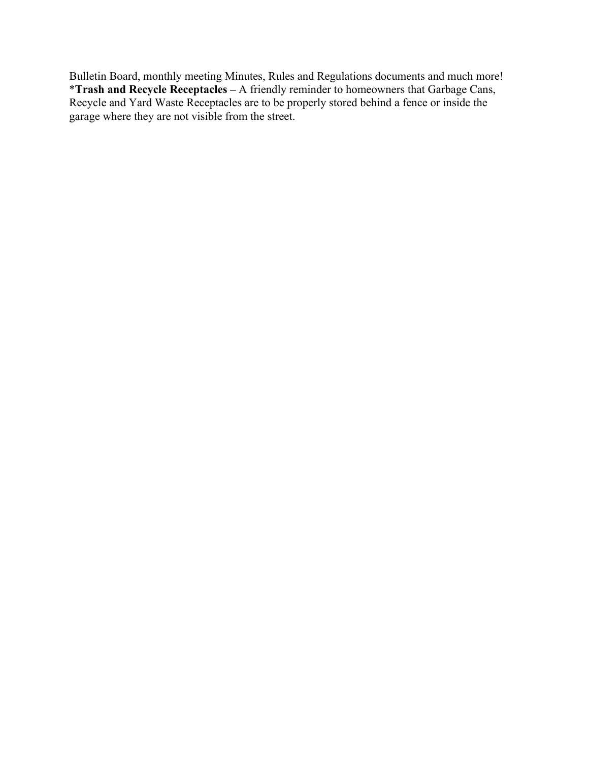Bulletin Board, monthly meeting Minutes, Rules and Regulations documents and much more!

***Trash and Recycle Receptacles –** A friendly reminder to homeowners that Garbage Cans, Recycle and Yard Waste Receptacles are to be properly stored behind a fence or inside the garage where they are not visible from the street.